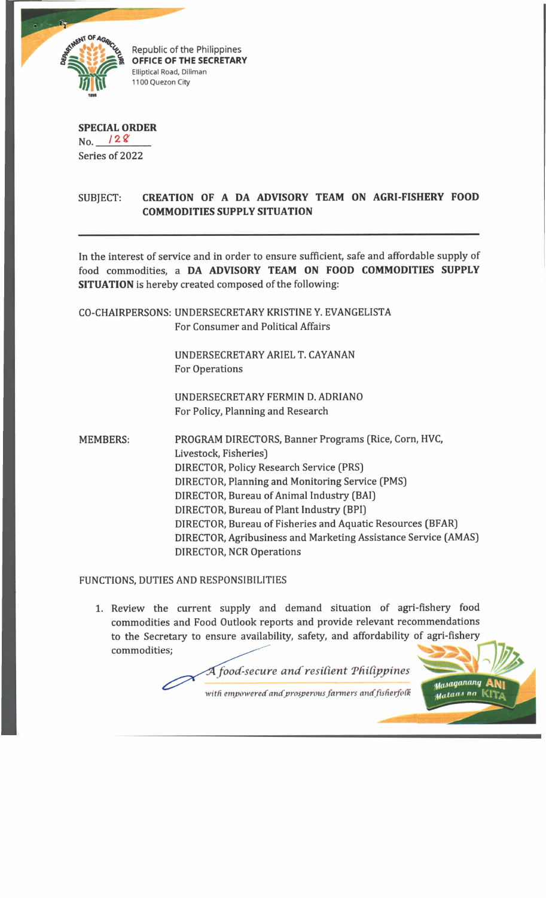Republic of the Philippines
**OFFICE OF THE SECRETARY**
Elliptical Road, Diliman
1100 Quezon City

**SPECIAL ORDER**
No. 128
Series of 2022

SUBJECT: **CREATION OF A DA ADVISORY TEAM ON AGRI-FISHERY FOOD COMMODITIES SUPPLY SITUATION**

---

In the interest of service and in order to ensure sufficient, safe and affordable supply of food commodities, a **DA ADVISORY TEAM ON FOOD COMMODITIES SUPPLY SITUATION** is hereby created composed of the following:

CO-CHAIRPERSONS:

- UNDERSECRETARY KRISTINE Y. EVANGELISTA
  For Consumer and Political Affairs
- UNDERSECRETARY ARIEL T. CAYANAN
  For Operations
- UNDERSECRETARY FERMIN D. ADRIANO
  For Policy, Planning and Research

MEMBERS:

- PROGRAM DIRECTORS, Banner Programs (Rice, Corn, HVC, Livestock, Fisheries)
- DIRECTOR, Policy Research Service (PRS)
- DIRECTOR, Planning and Monitoring Service (PMS)
- DIRECTOR, Bureau of Animal Industry (BAI)
- DIRECTOR, Bureau of Plant Industry (BPI)
- DIRECTOR, Bureau of Fisheries and Aquatic Resources (BFAR)
- DIRECTOR, Agribusiness and Marketing Assistance Service (AMAS)
- DIRECTOR, NCR Operations

FUNCTIONS, DUTIES AND RESPONSIBILITIES

1. Review the current supply and demand situation of agri-fishery food commodities and Food Outlook reports and provide relevant recommendations to the Secretary to ensure availability, safety, and affordability of agri-fishery commodities;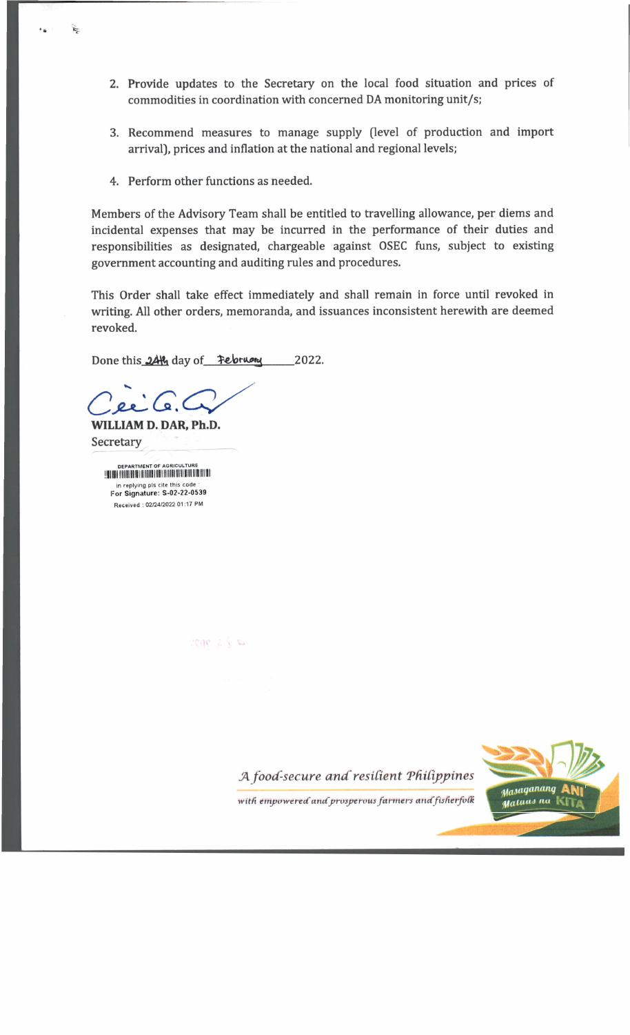2. Provide updates to the Secretary on the local food situation and prices of commodities in coordination with concerned DA monitoring unit/s;

3. Recommend measures to manage supply (level of production and import arrival), prices and inflation at the national and regional levels;

4. Perform other functions as needed.

Members of the Advisory Team shall be entitled to travelling allowance, per diems and incidental expenses that may be incurred in the performance of their duties and responsibilities as designated, chargeable against OSEC funs, subject to existing government accounting and auditing rules and procedures.

This Order shall take effect immediately and shall remain in force until revoked in writing. All other orders, memoranda, and issuances inconsistent herewith are deemed revoked.

Done this 24th day of February 2022.

**WILLIAM D. DAR, Ph.D.**
Secretary

DEPARTMENT OF AGRICULTURE
in replying pls cite this code :
For Signature: S-02-22-0539
Received : 02/24/2022 01:17 PM

*A food-secure and resilient Philippines*
*with empowered and prosperous farmers and fisherfolk*

Masaganang ANI Mataas na KITA